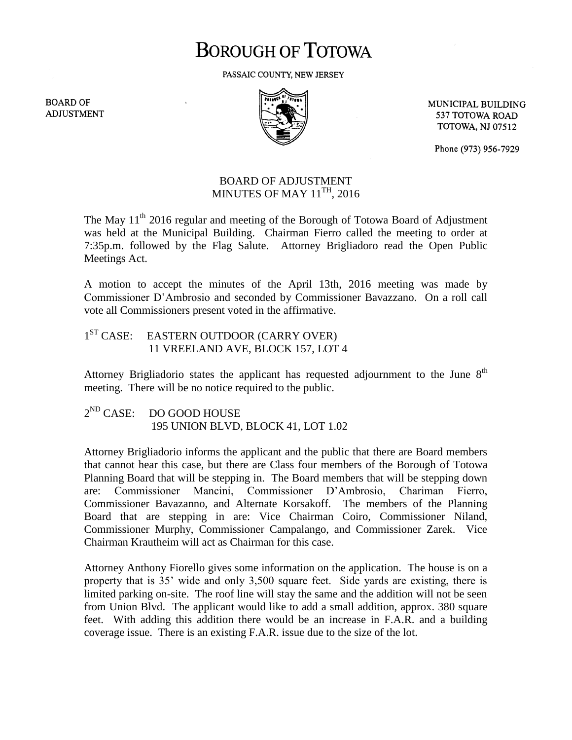# BOROUGH OF TOTOWA

PASSAIC COUNTY, NEW JERSEY

BOARD OF ADJUSTMENT

MUNICIPAL BUILDING
537 TOTOWA ROAD
TOTOWA, NJ 07512

Phone (973) 956-7929

## BOARD OF ADJUSTMENT
## MINUTES OF MAY 11TH, 2016

The May 11th 2016 regular and meeting of the Borough of Totowa Board of Adjustment was held at the Municipal Building. Chairman Fierro called the meeting to order at 7:35p.m. followed by the Flag Salute. Attorney Brigliadoro read the Open Public Meetings Act.

A motion to accept the minutes of the April 13th, 2016 meeting was made by Commissioner D'Ambrosio and seconded by Commissioner Bavazzano. On a roll call vote all Commissioners present voted in the affirmative.

1ST CASE: EASTERN OUTDOOR (CARRY OVER)
11 VREELAND AVE, BLOCK 157, LOT 4

Attorney Brigliadorio states the applicant has requested adjournment to the June 8th meeting. There will be no notice required to the public.

2ND CASE: DO GOOD HOUSE
195 UNION BLVD, BLOCK 41, LOT 1.02

Attorney Brigliadorio informs the applicant and the public that there are Board members that cannot hear this case, but there are Class four members of the Borough of Totowa Planning Board that will be stepping in. The Board members that will be stepping down are: Commissioner Mancini, Commissioner D'Ambrosio, Chariman Fierro, Commissioner Bavazanno, and Alternate Korsakoff. The members of the Planning Board that are stepping in are: Vice Chairman Coiro, Commissioner Niland, Commissioner Murphy, Commissioner Campalango, and Commissioner Zarek. Vice Chairman Krautheim will act as Chairman for this case.

Attorney Anthony Fiorello gives some information on the application. The house is on a property that is 35' wide and only 3,500 square feet. Side yards are existing, there is limited parking on-site. The roof line will stay the same and the addition will not be seen from Union Blvd. The applicant would like to add a small addition, approx. 380 square feet. With adding this addition there would be an increase in F.A.R. and a building coverage issue. There is an existing F.A.R. issue due to the size of the lot.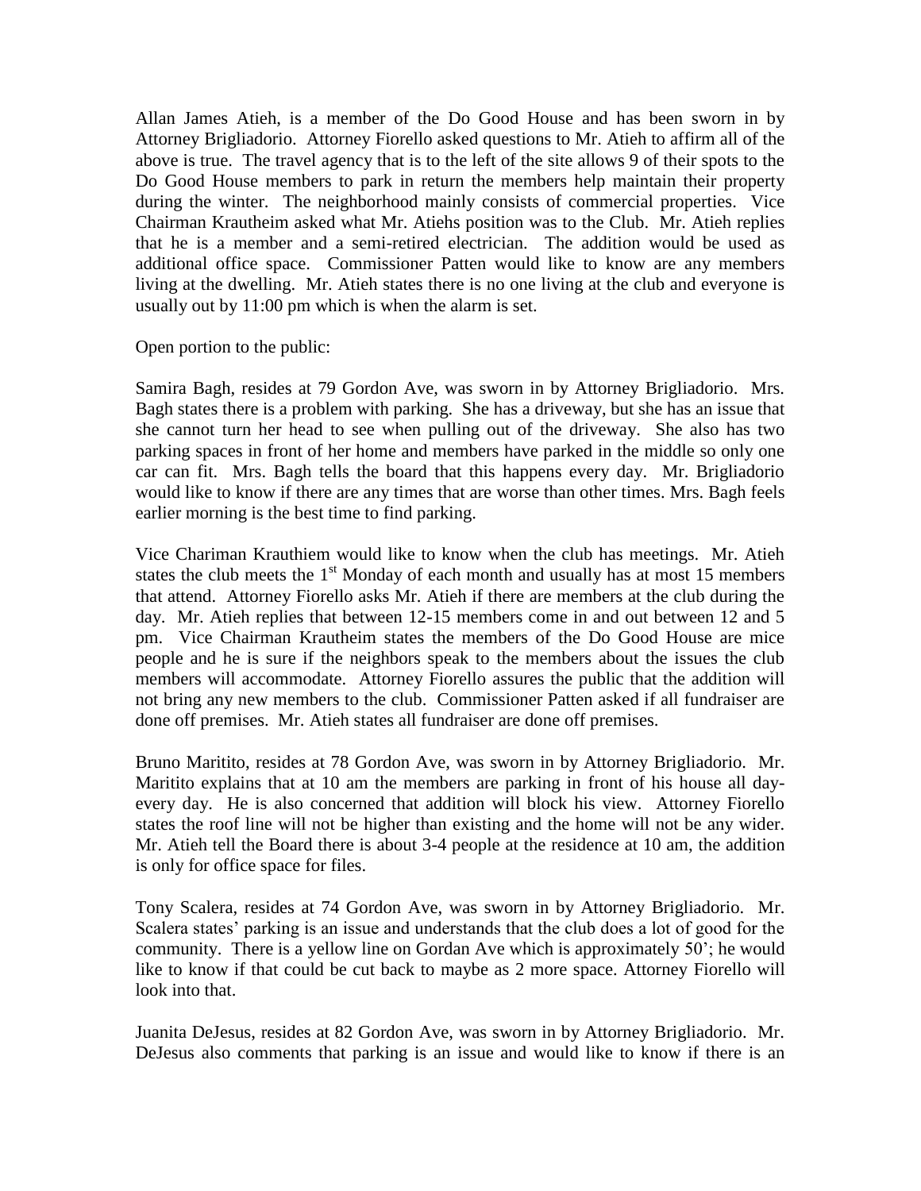Allan James Atieh, is a member of the Do Good House and has been sworn in by Attorney Brigliadorio. Attorney Fiorello asked questions to Mr. Atieh to affirm all of the above is true. The travel agency that is to the left of the site allows 9 of their spots to the Do Good House members to park in return the members help maintain their property during the winter. The neighborhood mainly consists of commercial properties. Vice Chairman Krautheim asked what Mr. Atiehs position was to the Club. Mr. Atieh replies that he is a member and a semi-retired electrician. The addition would be used as additional office space. Commissioner Patten would like to know are any members living at the dwelling. Mr. Atieh states there is no one living at the club and everyone is usually out by 11:00 pm which is when the alarm is set.

Open portion to the public:

Samira Bagh, resides at 79 Gordon Ave, was sworn in by Attorney Brigliadorio. Mrs. Bagh states there is a problem with parking. She has a driveway, but she has an issue that she cannot turn her head to see when pulling out of the driveway. She also has two parking spaces in front of her home and members have parked in the middle so only one car can fit. Mrs. Bagh tells the board that this happens every day. Mr. Brigliadorio would like to know if there are any times that are worse than other times. Mrs. Bagh feels earlier morning is the best time to find parking.

Vice Chariman Krauthiem would like to know when the club has meetings. Mr. Atieh states the club meets the 1st Monday of each month and usually has at most 15 members that attend. Attorney Fiorello asks Mr. Atieh if there are members at the club during the day. Mr. Atieh replies that between 12-15 members come in and out between 12 and 5 pm. Vice Chairman Krautheim states the members of the Do Good House are mice people and he is sure if the neighbors speak to the members about the issues the club members will accommodate. Attorney Fiorello assures the public that the addition will not bring any new members to the club. Commissioner Patten asked if all fundraiser are done off premises. Mr. Atieh states all fundraiser are done off premises.

Bruno Marítito, resides at 78 Gordon Ave, was sworn in by Attorney Brigliadorio. Mr. Marititio explains that at 10 am the members are parking in front of his house all day-every day. He is also concerned that addition will block his view. Attorney Fiorello states the roof line will not be higher than existing and the home will not be any wider. Mr. Atieh tell the Board there is about 3-4 people at the residence at 10 am, the addition is only for office space for files.

Tony Scalera, resides at 74 Gordon Ave, was sworn in by Attorney Brigliadorio. Mr. Scalera states' parking is an issue and understands that the club does a lot of good for the community. There is a yellow line on Gordan Ave which is approximately 50'; he would like to know if that could be cut back to maybe as 2 more space. Attorney Fiorello will look into that.

Juanita DeJesus, resides at 82 Gordon Ave, was sworn in by Attorney Brigliadorio. Mr. DeJesus also comments that parking is an issue and would like to know if there is an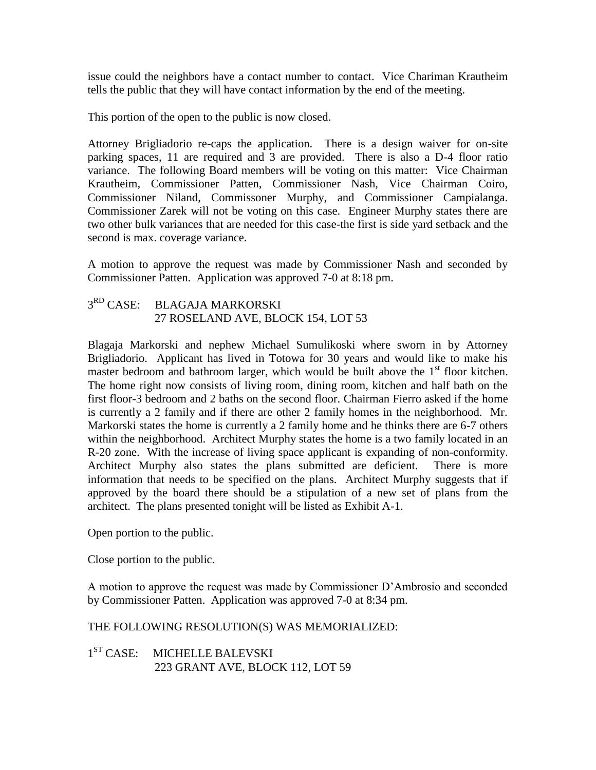issue could the neighbors have a contact number to contact. Vice Chariman Krautheim tells the public that they will have contact information by the end of the meeting.

This portion of the open to the public is now closed.

Attorney Brigliadorio re-caps the application. There is a design waiver for on-site parking spaces, 11 are required and 3 are provided. There is also a D-4 floor ratio variance. The following Board members will be voting on this matter: Vice Chairman Krautheim, Commissioner Patten, Commissioner Nash, Vice Chairman Coiro, Commissioner Niland, Commissoner Murphy, and Commissioner Campialanga. Commissioner Zarek will not be voting on this case. Engineer Murphy states there are two other bulk variances that are needed for this case-the first is side yard setback and the second is max. coverage variance.

A motion to approve the request was made by Commissioner Nash and seconded by Commissioner Patten. Application was approved 7-0 at 8:18 pm.

3RD CASE: BLAGAJA MARKORSKI
27 ROSELAND AVE, BLOCK 154, LOT 53

Blagaja Markorski and nephew Michael Sumulikoski where sworn in by Attorney Brigliadorio. Applicant has lived in Totowa for 30 years and would like to make his master bedroom and bathroom larger, which would be built above the 1st floor kitchen. The home right now consists of living room, dining room, kitchen and half bath on the first floor-3 bedroom and 2 baths on the second floor. Chairman Fierro asked if the home is currently a 2 family and if there are other 2 family homes in the neighborhood. Mr. Markorski states the home is currently a 2 family home and he thinks there are 6-7 others within the neighborhood. Architect Murphy states the home is a two family located in an R-20 zone. With the increase of living space applicant is expanding of non-conformity. Architect Murphy also states the plans submitted are deficient. There is more information that needs to be specified on the plans. Architect Murphy suggests that if approved by the board there should be a stipulation of a new set of plans from the architect. The plans presented tonight will be listed as Exhibit A-1.

Open portion to the public.

Close portion to the public.

A motion to approve the request was made by Commissioner D'Ambrosio and seconded by Commissioner Patten. Application was approved 7-0 at 8:34 pm.

THE FOLLOWING RESOLUTION(S) WAS MEMORIALIZED:

1ST CASE: MICHELLE BALEVSKI
223 GRANT AVE, BLOCK 112, LOT 59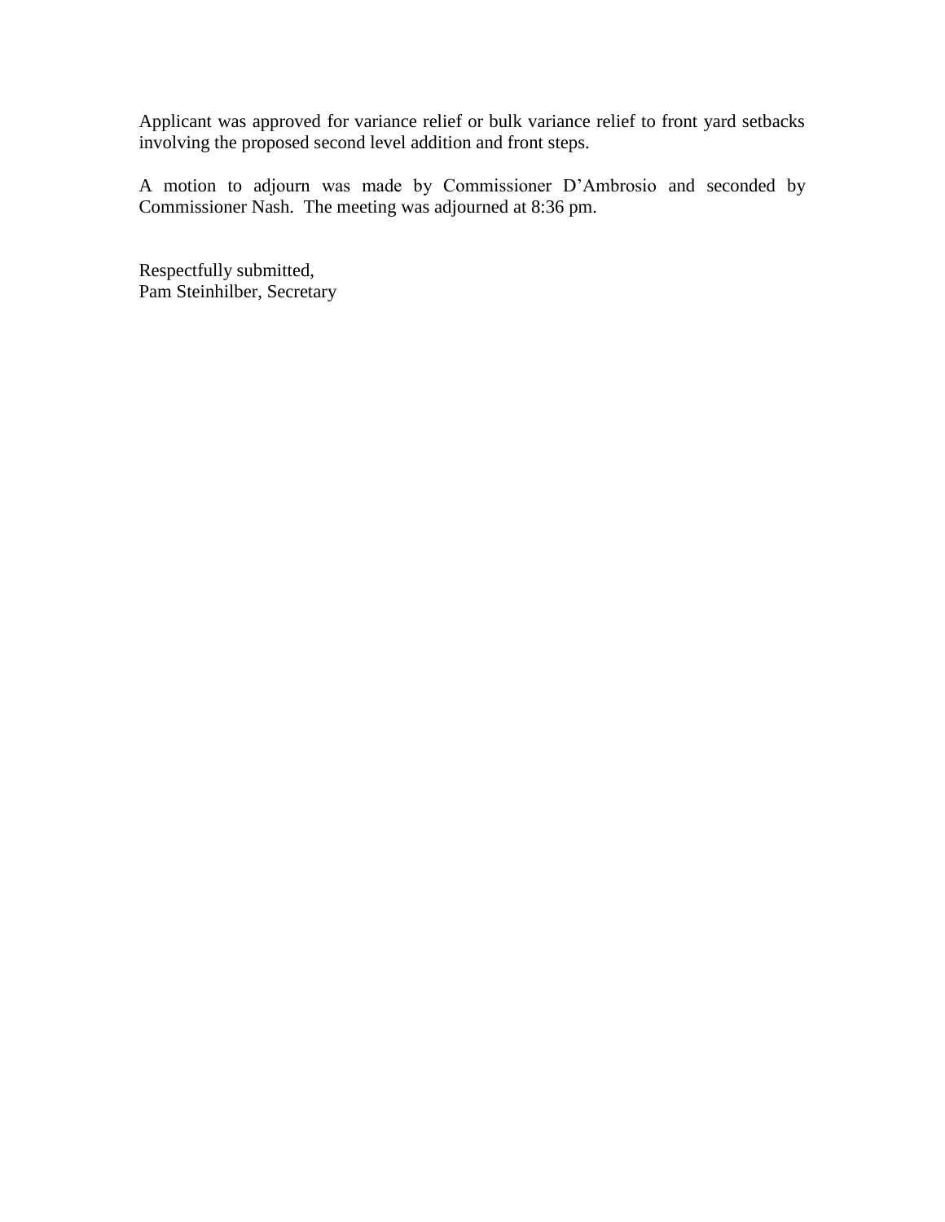Applicant was approved for variance relief or bulk variance relief to front yard setbacks involving the proposed second level addition and front steps.

A motion to adjourn was made by Commissioner D'Ambrosio and seconded by Commissioner Nash. The meeting was adjourned at 8:36 pm.

Respectfully submitted,
Pam Steinhilber, Secretary